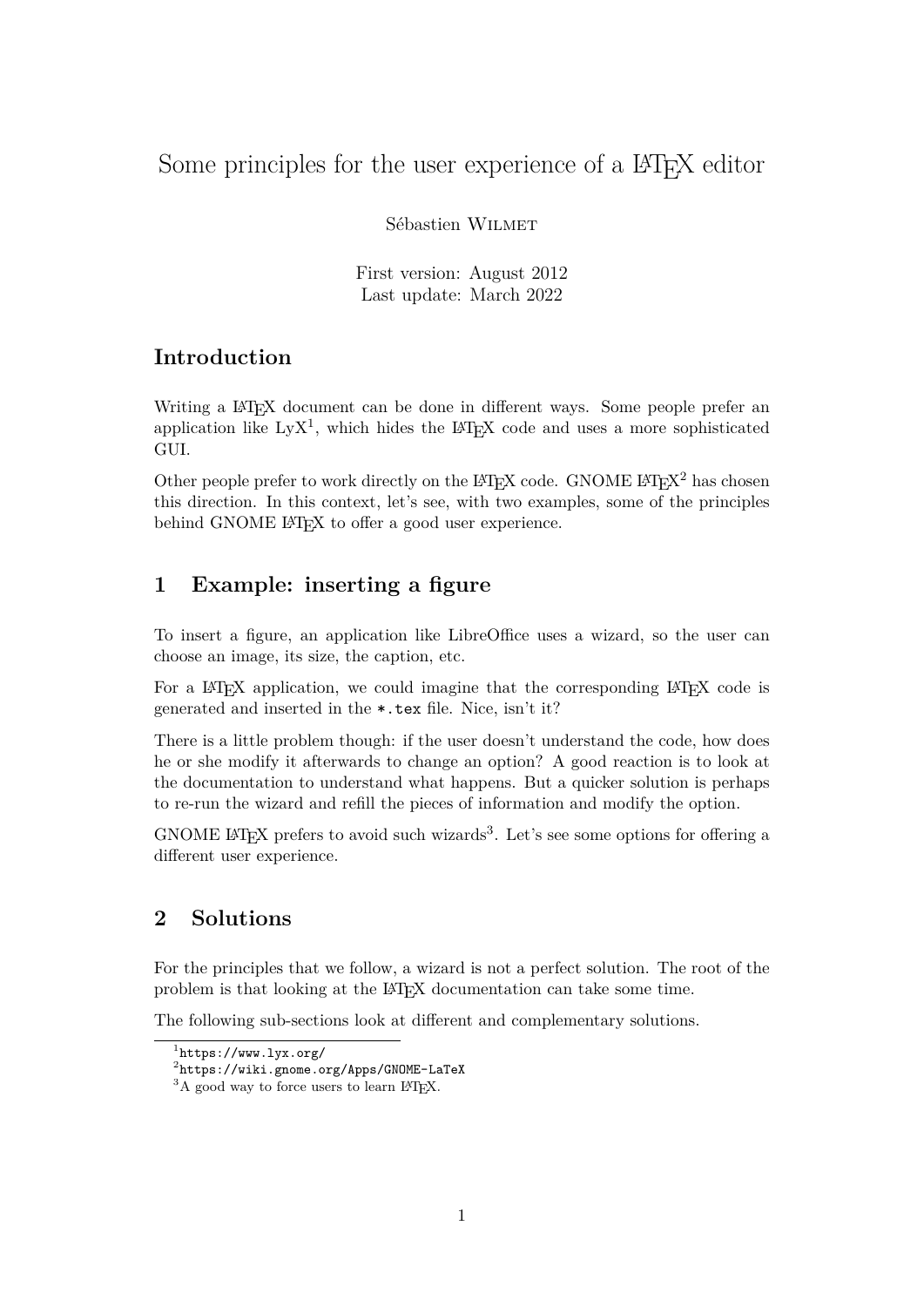# Some principles for the user experience of a LaTeX editor

Sébastien Wilmet

First version: August 2012
Last update: March 2022

## Introduction

Writing a LaTeX document can be done in different ways. Some people prefer an application like LyX[1], which hides the LaTeX code and uses a more sophisticated GUI.

Other people prefer to work directly on the LaTeX code. GNOME LaTeX[2] has chosen this direction. In this context, let's see, with two examples, some of the principles behind GNOME LaTeX to offer a good user experience.

## 1 Example: inserting a figure

To insert a figure, an application like LibreOffice uses a wizard, so the user can choose an image, its size, the caption, etc.

For a LaTeX application, we could imagine that the corresponding LaTeX code is generated and inserted in the `*.tex` file. Nice, isn't it?

There is a little problem though: if the user doesn't understand the code, how does he or she modify it afterwards to change an option? A good reaction is to look at the documentation to understand what happens. But a quicker solution is perhaps to re-run the wizard and refill the pieces of information and modify the option.

GNOME LaTeX prefers to avoid such wizards[3]. Let's see some options for offering a different user experience.

## 2 Solutions

For the principles that we follow, a wizard is not a perfect solution. The root of the problem is that looking at the LaTeX documentation can take some time.

The following sub-sections look at different and complementary solutions.

[1] `https://www.lyx.org/`

[2] `https://wiki.gnome.org/Apps/GNOME-LaTeX`

[3] A good way to force users to learn LaTeX.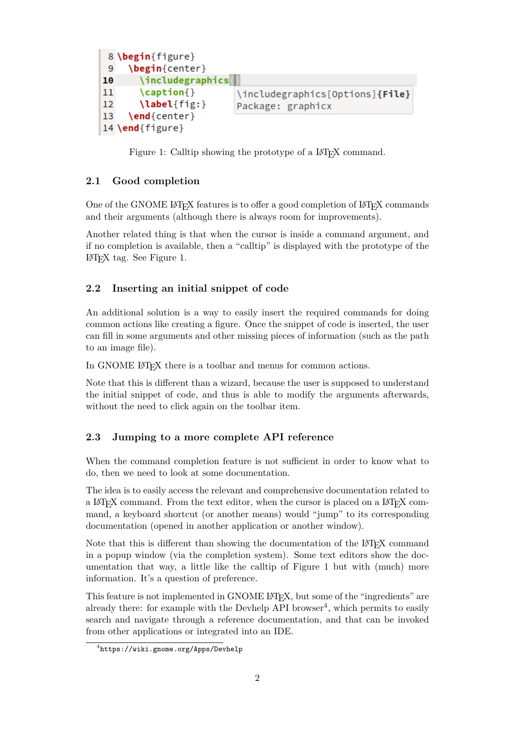```
8  \begin{figure}
9    \begin{center}
10     \includegraphics{}
11     \caption{}          \includegraphics[Options]{File}
12     \label{fig:}        Package: graphicx
13   \end{center}
14 \end{figure}
```

Figure 1: Calltip showing the prototype of a LaTeX command.

### 2.1 Good completion

One of the GNOME LaTeX features is to offer a good completion of LaTeX commands and their arguments (although there is always room for improvements).

Another related thing is that when the cursor is inside a command argument, and if no completion is available, then a "calltip" is displayed with the prototype of the LaTeX tag. See Figure 1.

### 2.2 Inserting an initial snippet of code

An additional solution is a way to easily insert the required commands for doing common actions like creating a figure. Once the snippet of code is inserted, the user can fill in some arguments and other missing pieces of information (such as the path to an image file).

In GNOME LaTeX there is a toolbar and menus for common actions.

Note that this is different than a wizard, because the user is supposed to understand the initial snippet of code, and thus is able to modify the arguments afterwards, without the need to click again on the toolbar item.

### 2.3 Jumping to a more complete API reference

When the command completion feature is not sufficient in order to know what to do, then we need to look at some documentation.

The idea is to easily access the relevant and comprehensive documentation related to a LaTeX command. From the text editor, when the cursor is placed on a LaTeX command, a keyboard shortcut (or another means) would "jump" to its corresponding documentation (opened in another application or another window).

Note that this is different than showing the documentation of the LaTeX command in a popup window (via the completion system). Some text editors show the documentation that way, a little like the calltip of Figure 1 but with (much) more information. It's a question of preference.

This feature is not implemented in GNOME LaTeX, but some of the "ingredients" are already there: for example with the Devhelp API browser[4], which permits to easily search and navigate through a reference documentation, and that can be invoked from other applications or integrated into an IDE.

[4] https://wiki.gnome.org/Apps/Devhelp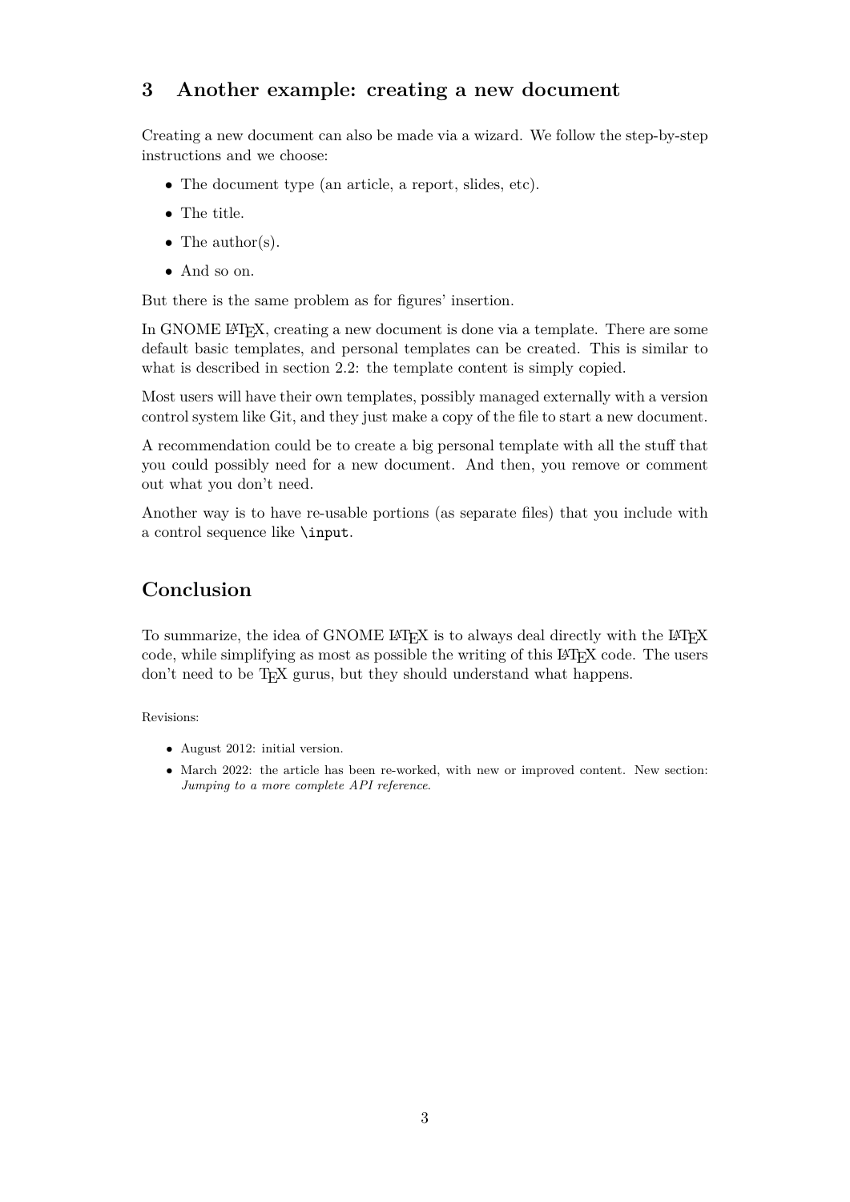## 3 Another example: creating a new document

Creating a new document can also be made via a wizard. We follow the step-by-step instructions and we choose:

- The document type (an article, a report, slides, etc).
- The title.
- The author(s).
- And so on.

But there is the same problem as for figures' insertion.

In GNOME LaTeX, creating a new document is done via a template. There are some default basic templates, and personal templates can be created. This is similar to what is described in section 2.2: the template content is simply copied.

Most users will have their own templates, possibly managed externally with a version control system like Git, and they just make a copy of the file to start a new document.

A recommendation could be to create a big personal template with all the stuff that you could possibly need for a new document. And then, you remove or comment out what you don't need.

Another way is to have re-usable portions (as separate files) that you include with a control sequence like `\input`.

## Conclusion

To summarize, the idea of GNOME LaTeX is to always deal directly with the LaTeX code, while simplifying as most as possible the writing of this LaTeX code. The users don't need to be TeX gurus, but they should understand what happens.

Revisions:

- August 2012: initial version.
- March 2022: the article has been re-worked, with new or improved content. New section: *Jumping to a more complete API reference*.